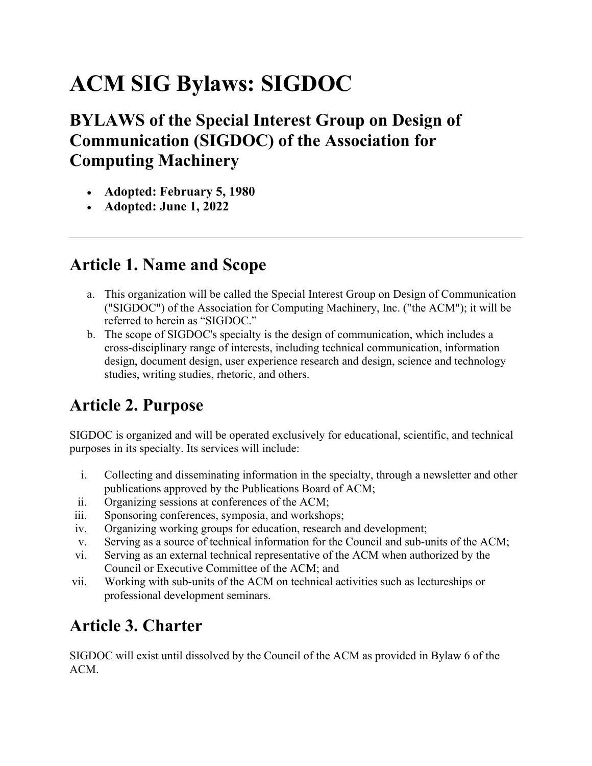# ACM SIG Bylaws: SIGDOC

## BYLAWS of the Special Interest Group on Design of Communication (SIGDOC) of the Association for Computing Machinery

- **Adopted: February 5, 1980**
- **Adopted: June 1, 2022**

---

## Article 1. Name and Scope

a. This organization will be called the Special Interest Group on Design of Communication ("SIGDOC") of the Association for Computing Machinery, Inc. ("the ACM"); it will be referred to herein as "SIGDOC."

b. The scope of SIGDOC's specialty is the design of communication, which includes a cross-disciplinary range of interests, including technical communication, information design, document design, user experience research and design, science and technology studies, writing studies, rhetoric, and others.

## Article 2. Purpose

SIGDOC is organized and will be operated exclusively for educational, scientific, and technical purposes in its specialty. Its services will include:

i. Collecting and disseminating information in the specialty, through a newsletter and other publications approved by the Publications Board of ACM;
ii. Organizing sessions at conferences of the ACM;
iii. Sponsoring conferences, symposia, and workshops;
iv. Organizing working groups for education, research and development;
v. Serving as a source of technical information for the Council and sub-units of the ACM;
vi. Serving as an external technical representative of the ACM when authorized by the Council or Executive Committee of the ACM; and
vii. Working with sub-units of the ACM on technical activities such as lectureships or professional development seminars.

## Article 3. Charter

SIGDOC will exist until dissolved by the Council of the ACM as provided in Bylaw 6 of the ACM.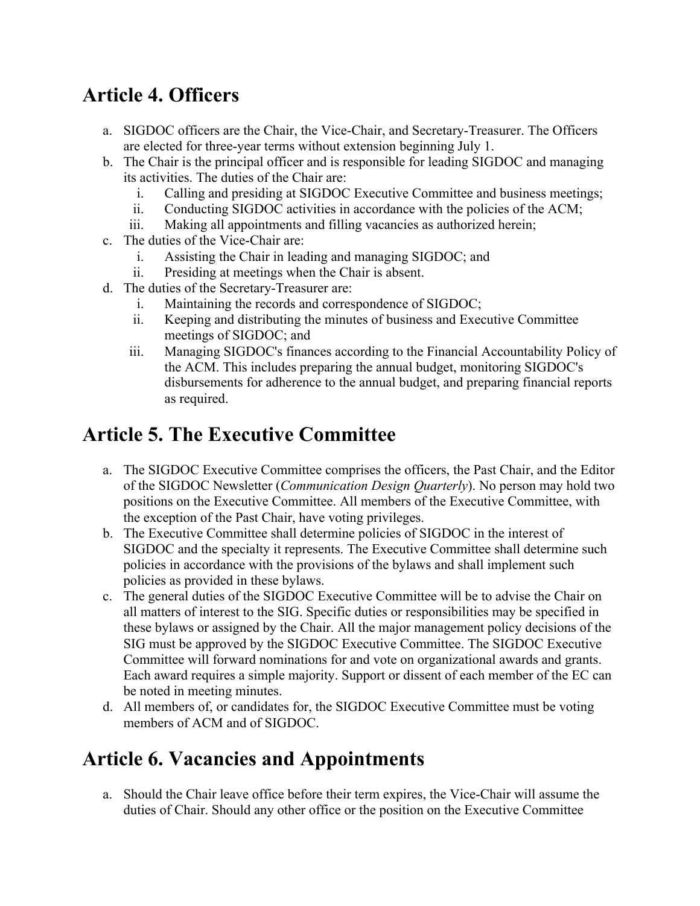## Article 4. Officers

a. SIGDOC officers are the Chair, the Vice-Chair, and Secretary-Treasurer. The Officers are elected for three-year terms without extension beginning July 1.
b. The Chair is the principal officer and is responsible for leading SIGDOC and managing its activities. The duties of the Chair are:
   i. Calling and presiding at SIGDOC Executive Committee and business meetings;
   ii. Conducting SIGDOC activities in accordance with the policies of the ACM;
   iii. Making all appointments and filling vacancies as authorized herein;
c. The duties of the Vice-Chair are:
   i. Assisting the Chair in leading and managing SIGDOC; and
   ii. Presiding at meetings when the Chair is absent.
d. The duties of the Secretary-Treasurer are:
   i. Maintaining the records and correspondence of SIGDOC;
   ii. Keeping and distributing the minutes of business and Executive Committee meetings of SIGDOC; and
   iii. Managing SIGDOC's finances according to the Financial Accountability Policy of the ACM. This includes preparing the annual budget, monitoring SIGDOC's disbursements for adherence to the annual budget, and preparing financial reports as required.

## Article 5. The Executive Committee

a. The SIGDOC Executive Committee comprises the officers, the Past Chair, and the Editor of the SIGDOC Newsletter (*Communication Design Quarterly*). No person may hold two positions on the Executive Committee. All members of the Executive Committee, with the exception of the Past Chair, have voting privileges.
b. The Executive Committee shall determine policies of SIGDOC in the interest of SIGDOC and the specialty it represents. The Executive Committee shall determine such policies in accordance with the provisions of the bylaws and shall implement such policies as provided in these bylaws.
c. The general duties of the SIGDOC Executive Committee will be to advise the Chair on all matters of interest to the SIG. Specific duties or responsibilities may be specified in these bylaws or assigned by the Chair. All the major management policy decisions of the SIG must be approved by the SIGDOC Executive Committee. The SIGDOC Executive Committee will forward nominations for and vote on organizational awards and grants. Each award requires a simple majority. Support or dissent of each member of the EC can be noted in meeting minutes.
d. All members of, or candidates for, the SIGDOC Executive Committee must be voting members of ACM and of SIGDOC.

## Article 6. Vacancies and Appointments

a. Should the Chair leave office before their term expires, the Vice-Chair will assume the duties of Chair. Should any other office or the position on the Executive Committee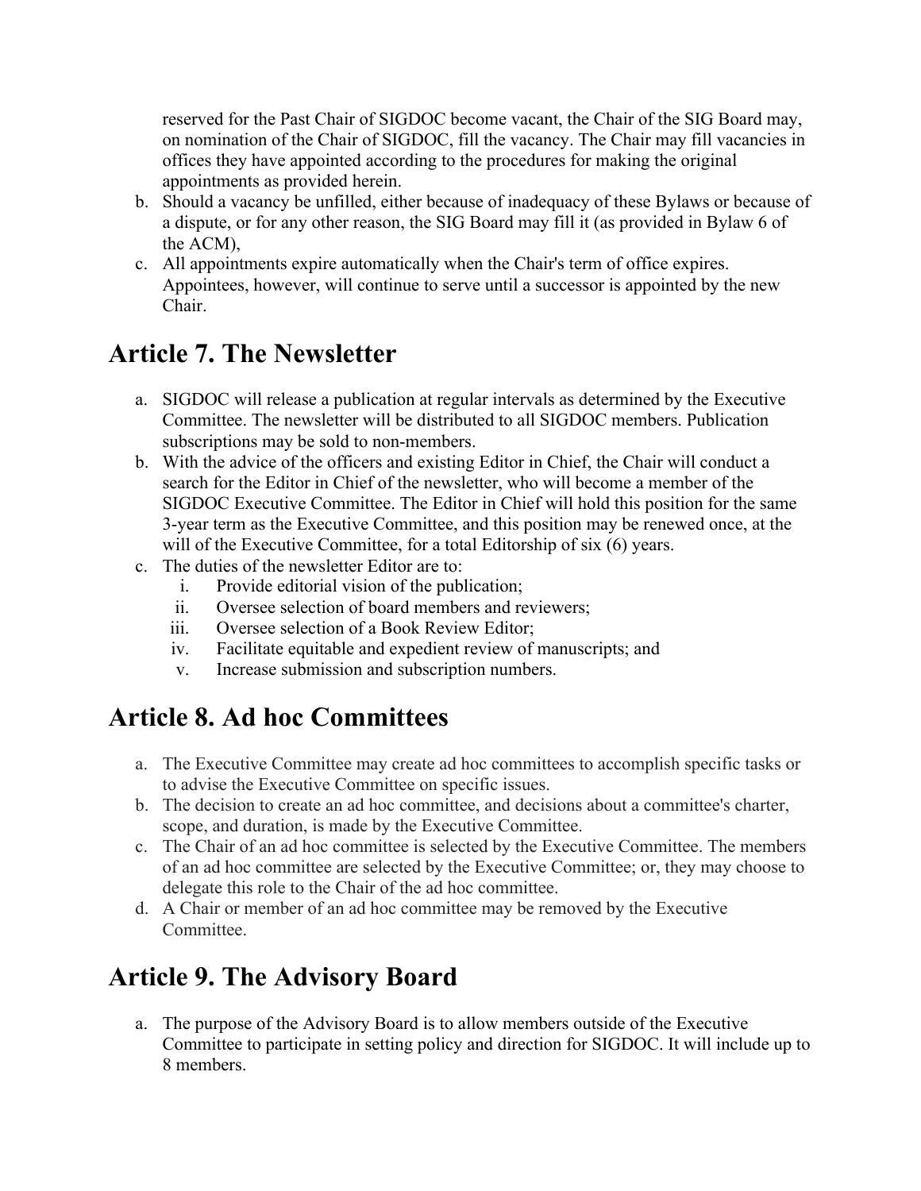reserved for the Past Chair of SIGDOC become vacant, the Chair of the SIG Board may, on nomination of the Chair of SIGDOC, fill the vacancy. The Chair may fill vacancies in offices they have appointed according to the procedures for making the original appointments as provided herein.

b. Should a vacancy be unfilled, either because of inadequacy of these Bylaws or because of a dispute, or for any other reason, the SIG Board may fill it (as provided in Bylaw 6 of the ACM),

c. All appointments expire automatically when the Chair's term of office expires. Appointees, however, will continue to serve until a successor is appointed by the new Chair.

# Article 7. The Newsletter

a. SIGDOC will release a publication at regular intervals as determined by the Executive Committee. The newsletter will be distributed to all SIGDOC members. Publication subscriptions may be sold to non-members.

b. With the advice of the officers and existing Editor in Chief, the Chair will conduct a search for the Editor in Chief of the newsletter, who will become a member of the SIGDOC Executive Committee. The Editor in Chief will hold this position for the same 3-year term as the Executive Committee, and this position may be renewed once, at the will of the Executive Committee, for a total Editorship of six (6) years.

c. The duties of the newsletter Editor are to:
    i. Provide editorial vision of the publication;
    ii. Oversee selection of board members and reviewers;
    iii. Oversee selection of a Book Review Editor;
    iv. Facilitate equitable and expedient review of manuscripts; and
    v. Increase submission and subscription numbers.

# Article 8. Ad hoc Committees

a. The Executive Committee may create ad hoc committees to accomplish specific tasks or to advise the Executive Committee on specific issues.

b. The decision to create an ad hoc committee, and decisions about a committee's charter, scope, and duration, is made by the Executive Committee.

c. The Chair of an ad hoc committee is selected by the Executive Committee. The members of an ad hoc committee are selected by the Executive Committee; or, they may choose to delegate this role to the Chair of the ad hoc committee.

d. A Chair or member of an ad hoc committee may be removed by the Executive Committee.

# Article 9. The Advisory Board

a. The purpose of the Advisory Board is to allow members outside of the Executive Committee to participate in setting policy and direction for SIGDOC. It will include up to 8 members.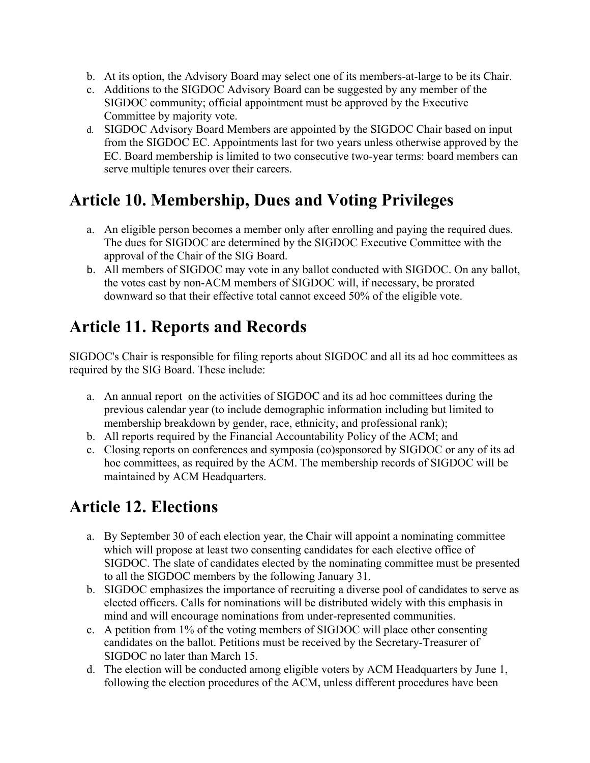b. At its option, the Advisory Board may select one of its members-at-large to be its Chair.
c. Additions to the SIGDOC Advisory Board can be suggested by any member of the SIGDOC community; official appointment must be approved by the Executive Committee by majority vote.
d. SIGDOC Advisory Board Members are appointed by the SIGDOC Chair based on input from the SIGDOC EC. Appointments last for two years unless otherwise approved by the EC. Board membership is limited to two consecutive two-year terms: board members can serve multiple tenures over their careers.

# Article 10. Membership, Dues and Voting Privileges

a. An eligible person becomes a member only after enrolling and paying the required dues. The dues for SIGDOC are determined by the SIGDOC Executive Committee with the approval of the Chair of the SIG Board.
b. All members of SIGDOC may vote in any ballot conducted with SIGDOC. On any ballot, the votes cast by non-ACM members of SIGDOC will, if necessary, be prorated downward so that their effective total cannot exceed 50% of the eligible vote.

# Article 11. Reports and Records

SIGDOC's Chair is responsible for filing reports about SIGDOC and all its ad hoc committees as required by the SIG Board. These include:

a. An annual report on the activities of SIGDOC and its ad hoc committees during the previous calendar year (to include demographic information including but limited to membership breakdown by gender, race, ethnicity, and professional rank);
b. All reports required by the Financial Accountability Policy of the ACM; and
c. Closing reports on conferences and symposia (co)sponsored by SIGDOC or any of its ad hoc committees, as required by the ACM. The membership records of SIGDOC will be maintained by ACM Headquarters.

# Article 12. Elections

a. By September 30 of each election year, the Chair will appoint a nominating committee which will propose at least two consenting candidates for each elective office of SIGDOC. The slate of candidates elected by the nominating committee must be presented to all the SIGDOC members by the following January 31.
b. SIGDOC emphasizes the importance of recruiting a diverse pool of candidates to serve as elected officers. Calls for nominations will be distributed widely with this emphasis in mind and will encourage nominations from under-represented communities.
c. A petition from 1% of the voting members of SIGDOC will place other consenting candidates on the ballot. Petitions must be received by the Secretary-Treasurer of SIGDOC no later than March 15.
d. The election will be conducted among eligible voters by ACM Headquarters by June 1, following the election procedures of the ACM, unless different procedures have been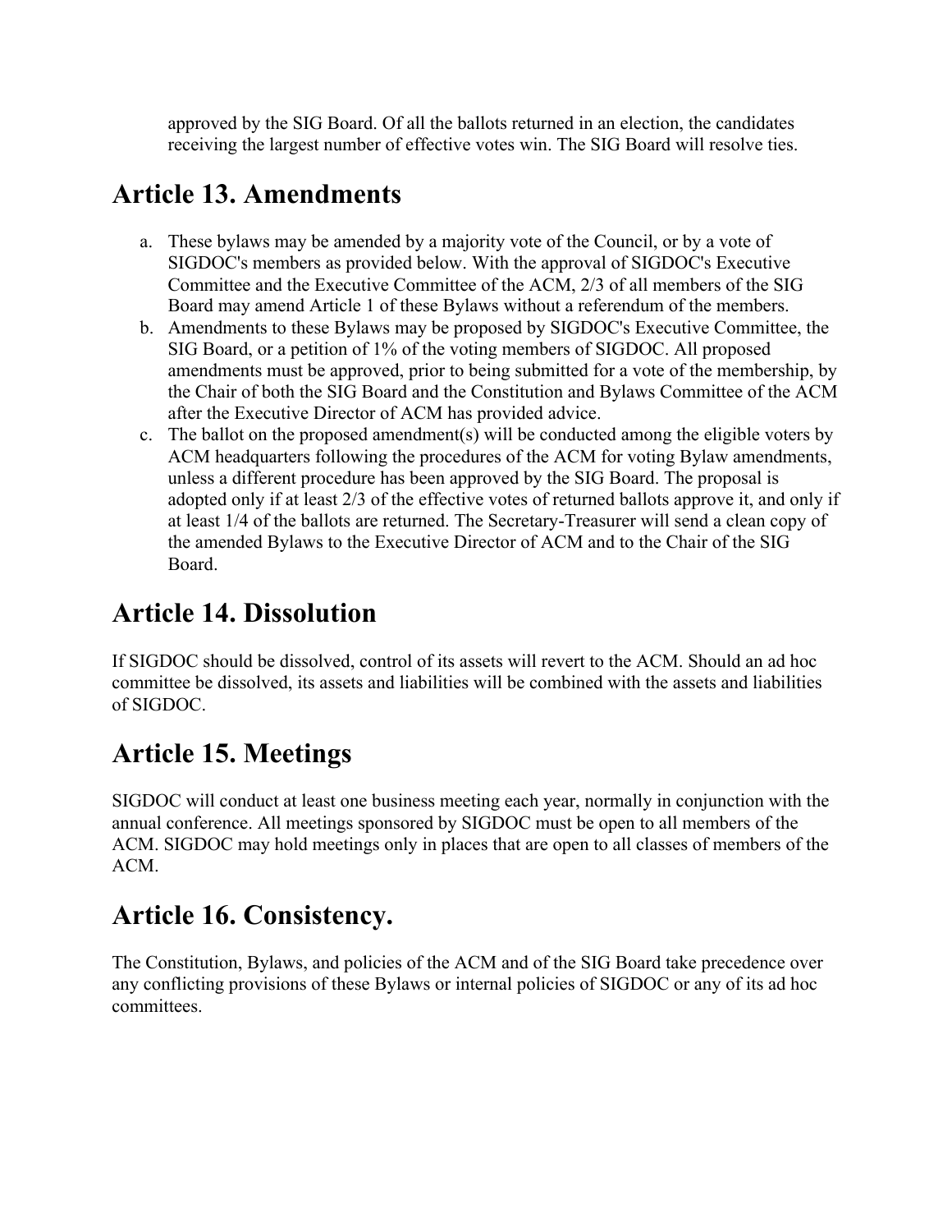approved by the SIG Board. Of all the ballots returned in an election, the candidates receiving the largest number of effective votes win. The SIG Board will resolve ties.

# Article 13. Amendments

a. These bylaws may be amended by a majority vote of the Council, or by a vote of SIGDOC's members as provided below. With the approval of SIGDOC's Executive Committee and the Executive Committee of the ACM, 2/3 of all members of the SIG Board may amend Article 1 of these Bylaws without a referendum of the members.
b. Amendments to these Bylaws may be proposed by SIGDOC's Executive Committee, the SIG Board, or a petition of 1% of the voting members of SIGDOC. All proposed amendments must be approved, prior to being submitted for a vote of the membership, by the Chair of both the SIG Board and the Constitution and Bylaws Committee of the ACM after the Executive Director of ACM has provided advice.
c. The ballot on the proposed amendment(s) will be conducted among the eligible voters by ACM headquarters following the procedures of the ACM for voting Bylaw amendments, unless a different procedure has been approved by the SIG Board. The proposal is adopted only if at least 2/3 of the effective votes of returned ballots approve it, and only if at least 1/4 of the ballots are returned. The Secretary-Treasurer will send a clean copy of the amended Bylaws to the Executive Director of ACM and to the Chair of the SIG Board.

# Article 14. Dissolution

If SIGDOC should be dissolved, control of its assets will revert to the ACM. Should an ad hoc committee be dissolved, its assets and liabilities will be combined with the assets and liabilities of SIGDOC.

# Article 15. Meetings

SIGDOC will conduct at least one business meeting each year, normally in conjunction with the annual conference. All meetings sponsored by SIGDOC must be open to all members of the ACM. SIGDOC may hold meetings only in places that are open to all classes of members of the ACM.

# Article 16. Consistency.

The Constitution, Bylaws, and policies of the ACM and of the SIG Board take precedence over any conflicting provisions of these Bylaws or internal policies of SIGDOC or any of its ad hoc committees.